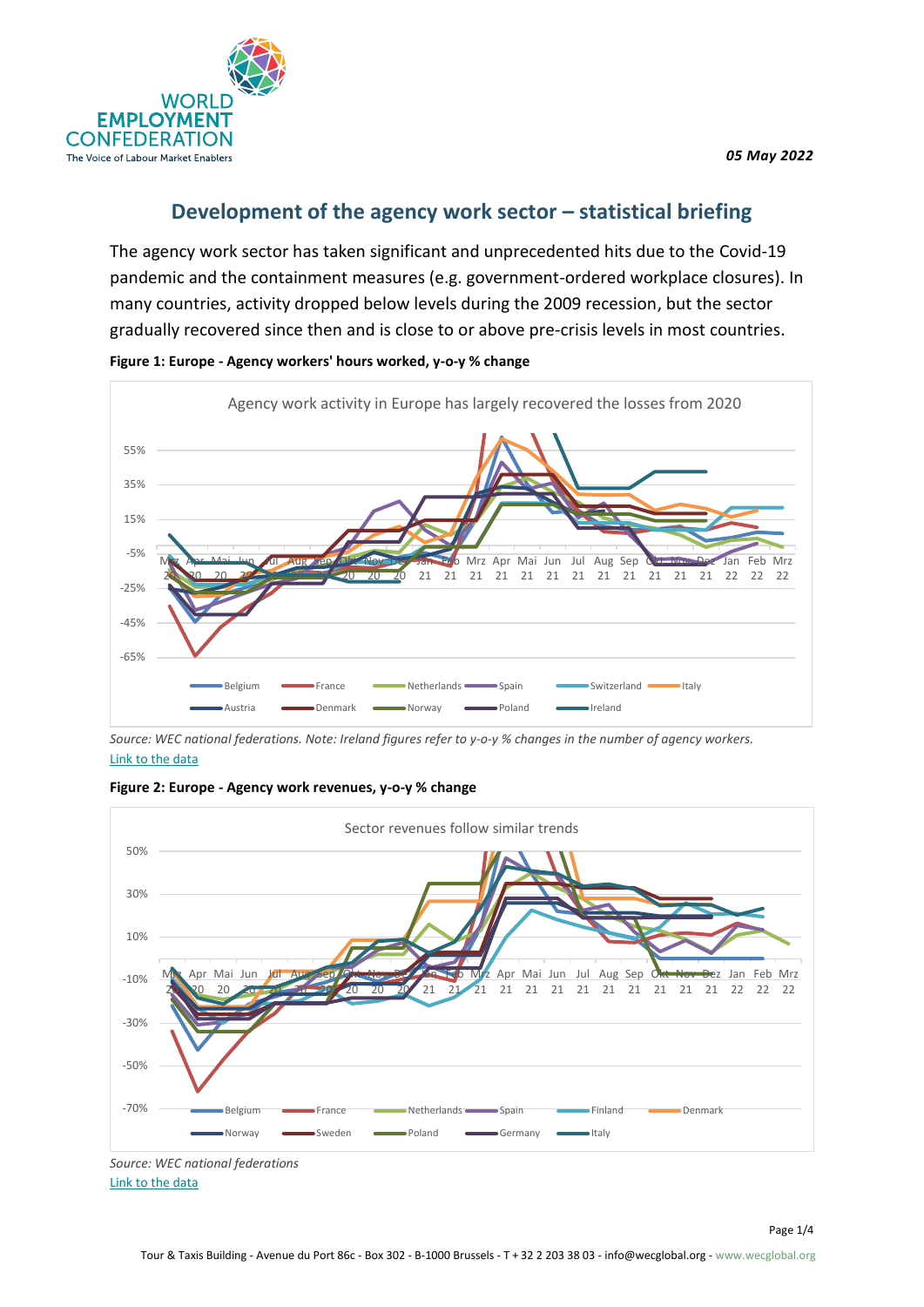**05 May 2022**

## Development of the agency work sector – statistical briefing

The agency work sector has taken significant and unprecedented hits due to the Covid-19 pandemic and the containment measures (e.g. government-ordered workplace closures). In many countries, activity dropped below levels during the 2009 recession, but the sector gradually recovered since then and is close to or above pre-crisis levels in most countries.

**Figure 1: Europe - Agency workers' hours worked, y-o-y % change**

*Source: WEC national federations. Note: Ireland figures refer to y-o-y % changes in the number of agency workers.*
Link to the data

**Figure 2: Europe - Agency work revenues, y-o-y % change**

*Source: WEC national federations*
Link to the data

Tour & Taxis Building - Avenue du Port 86c - Box 302 - B-1000 Brussels - T + 32 2 203 38 03 - info@wecglobal.org - www.wecglobal.org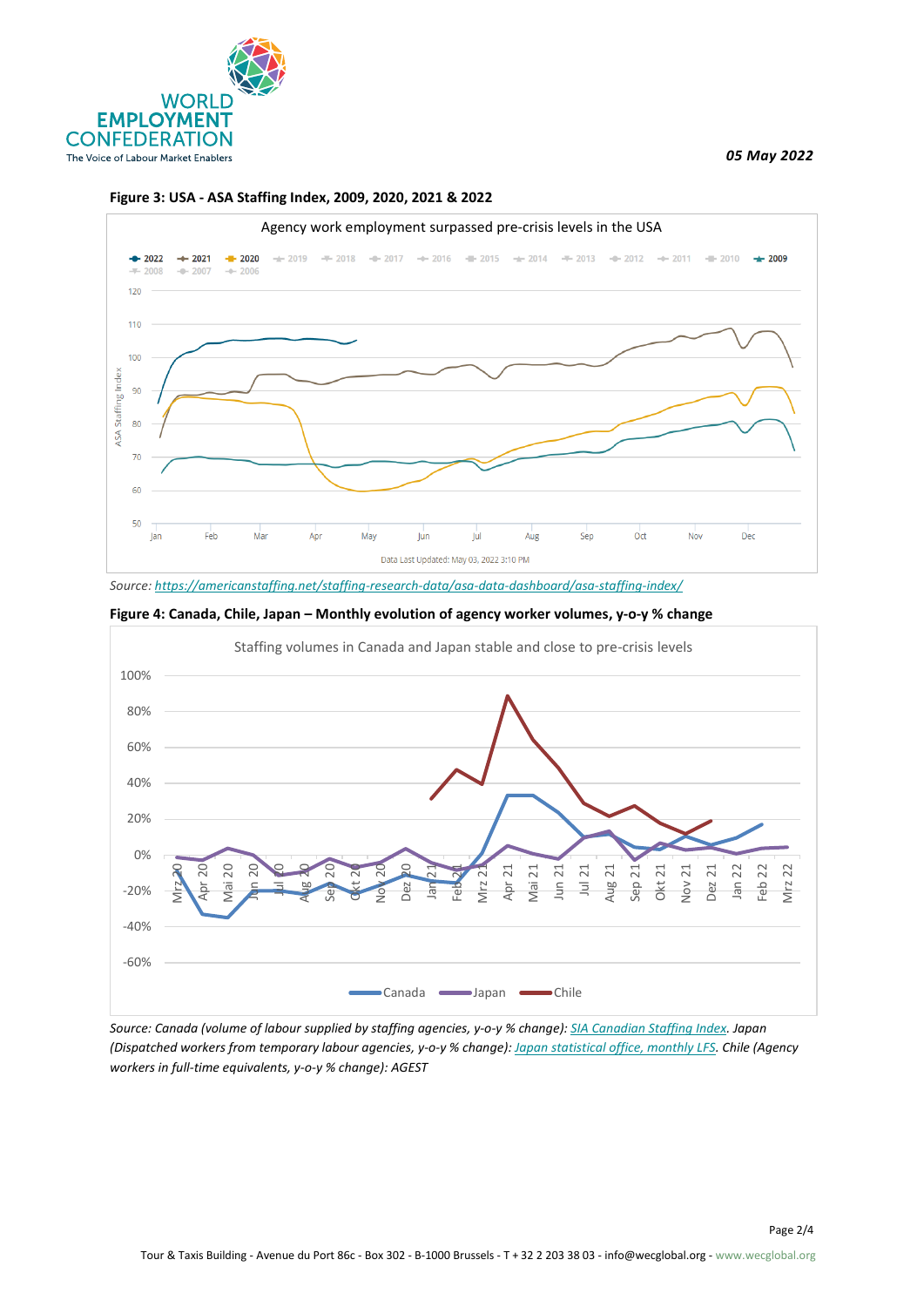**Figure 3: USA - ASA Staffing Index, 2009, 2020, 2021 & 2022**

Agency work employment surpassed pre-crisis levels in the USA

Data Last Updated: May 03, 2022 3:10 PM

*Source: https://americanstaffing.net/staffing-research-data/asa-data-dashboard/asa-staffing-index/*

**Figure 4: Canada, Chile, Japan – Monthly evolution of agency worker volumes, y-o-y % change**

Staffing volumes in Canada and Japan stable and close to pre-crisis levels

*Source: Canada (volume of labour supplied by staffing agencies, y-o-y % change): SIA Canadian Staffing Index. Japan (Dispatched workers from temporary labour agencies, y-o-y % change): Japan statistical office, monthly LFS. Chile (Agency workers in full-time equivalents, y-o-y % change): AGEST*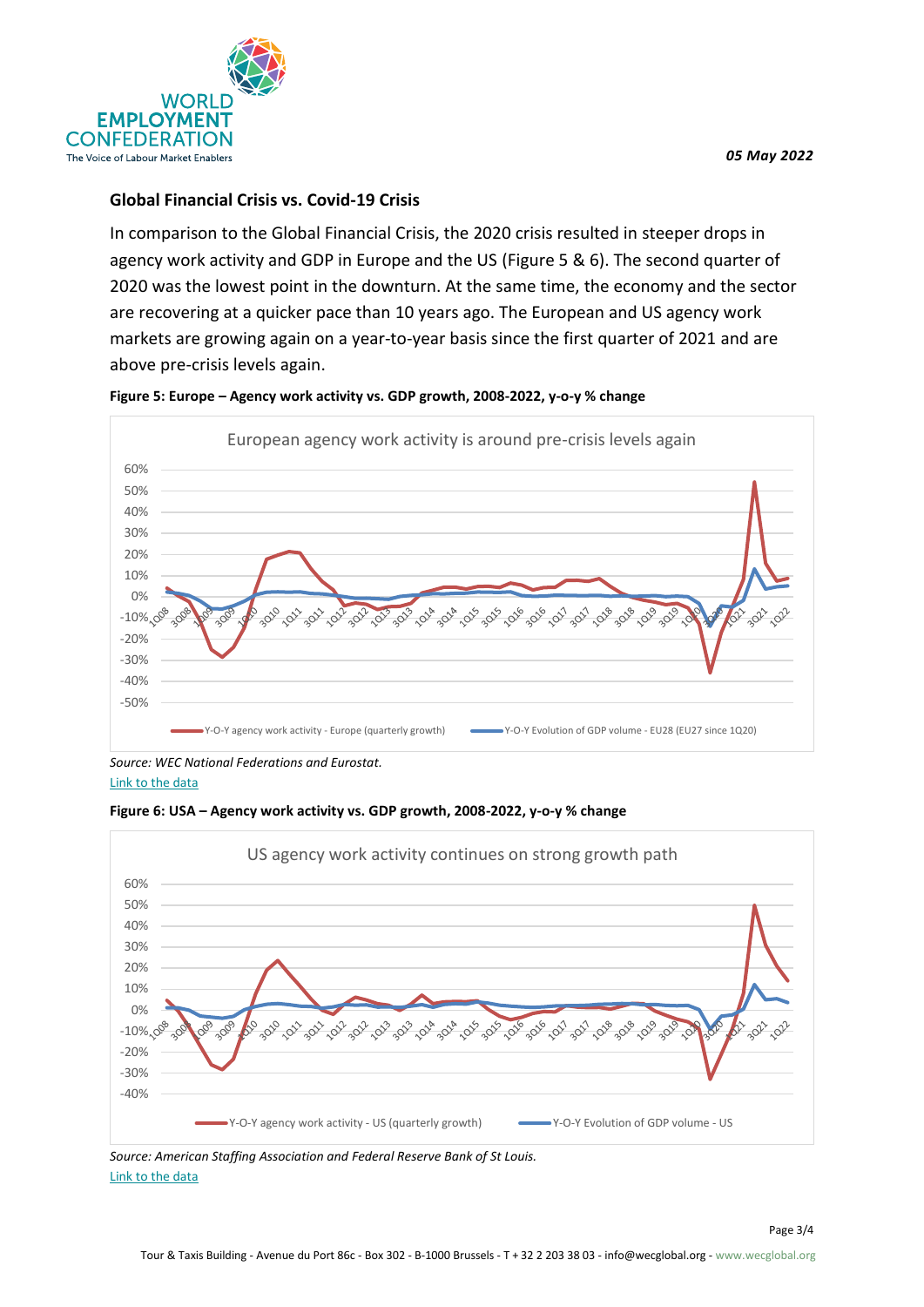## Global Financial Crisis vs. Covid-19 Crisis

In comparison to the Global Financial Crisis, the 2020 crisis resulted in steeper drops in agency work activity and GDP in Europe and the US (Figure 5 & 6). The second quarter of 2020 was the lowest point in the downturn. At the same time, the economy and the sector are recovering at a quicker pace than 10 years ago. The European and US agency work markets are growing again on a year-to-year basis since the first quarter of 2021 and are above pre-crisis levels again.

**Figure 5: Europe – Agency work activity vs. GDP growth, 2008-2022, y-o-y % change**

*Source: WEC National Federations and Eurostat.*

Link to the data

**Figure 6: USA – Agency work activity vs. GDP growth, 2008-2022, y-o-y % change**

*Source: American Staffing Association and Federal Reserve Bank of St Louis.*

Link to the data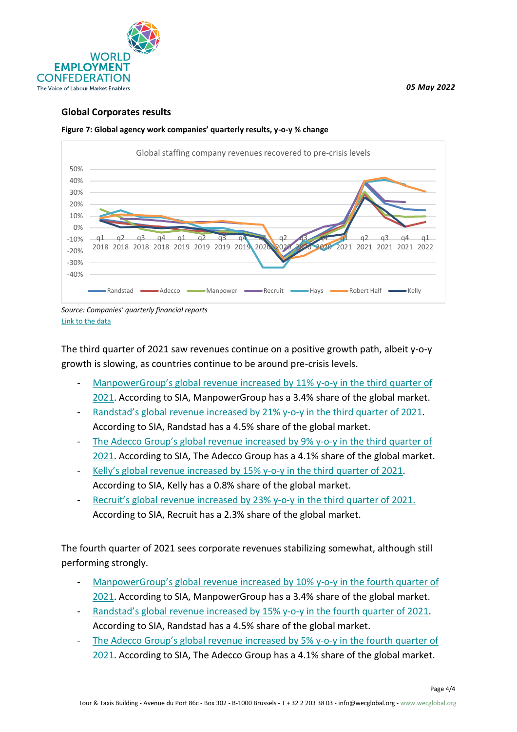## Global Corporates results

**Figure 7: Global agency work companies' quarterly results, y-o-y % change**

Global staffing company revenues recovered to pre-crisis levels

50%
40%
30%
20%
10%
0%
-10%
-20%
-30%
-40%

q1 2018, q2 2018, q3 2018, q4 2018, q1 2019, q2 2019, q3 2019, q4 2019, q1 2020, q2 2020, q3 2020, q4 2020, q1 2021, q2 2021, q3 2021, q4 2021, q1 2022

Randstad, Adecco, Manpower, Recruit, Hays, Robert Half, Kelly

*Source: Companies' quarterly financial reports*
Link to the data

The third quarter of 2021 saw revenues continue on a positive growth path, albeit y-o-y growth is slowing, as countries continue to be around pre-crisis levels.

- ManpowerGroup's global revenue increased by 11% y-o-y in the third quarter of 2021. According to SIA, ManpowerGroup has a 3.4% share of the global market.
- Randstad's global revenue increased by 21% y-o-y in the third quarter of 2021. According to SIA, Randstad has a 4.5% share of the global market.
- The Adecco Group's global revenue increased by 9% y-o-y in the third quarter of 2021. According to SIA, The Adecco Group has a 4.1% share of the global market.
- Kelly's global revenue increased by 15% y-o-y in the third quarter of 2021. According to SIA, Kelly has a 0.8% share of the global market.
- Recruit's global revenue increased by 23% y-o-y in the third quarter of 2021. According to SIA, Recruit has a 2.3% share of the global market.

The fourth quarter of 2021 sees corporate revenues stabilizing somewhat, although still performing strongly.

- ManpowerGroup's global revenue increased by 10% y-o-y in the fourth quarter of 2021. According to SIA, ManpowerGroup has a 3.4% share of the global market.
- Randstad's global revenue increased by 15% y-o-y in the fourth quarter of 2021. According to SIA, Randstad has a 4.5% share of the global market.
- The Adecco Group's global revenue increased by 5% y-o-y in the fourth quarter of 2021. According to SIA, The Adecco Group has a 4.1% share of the global market.